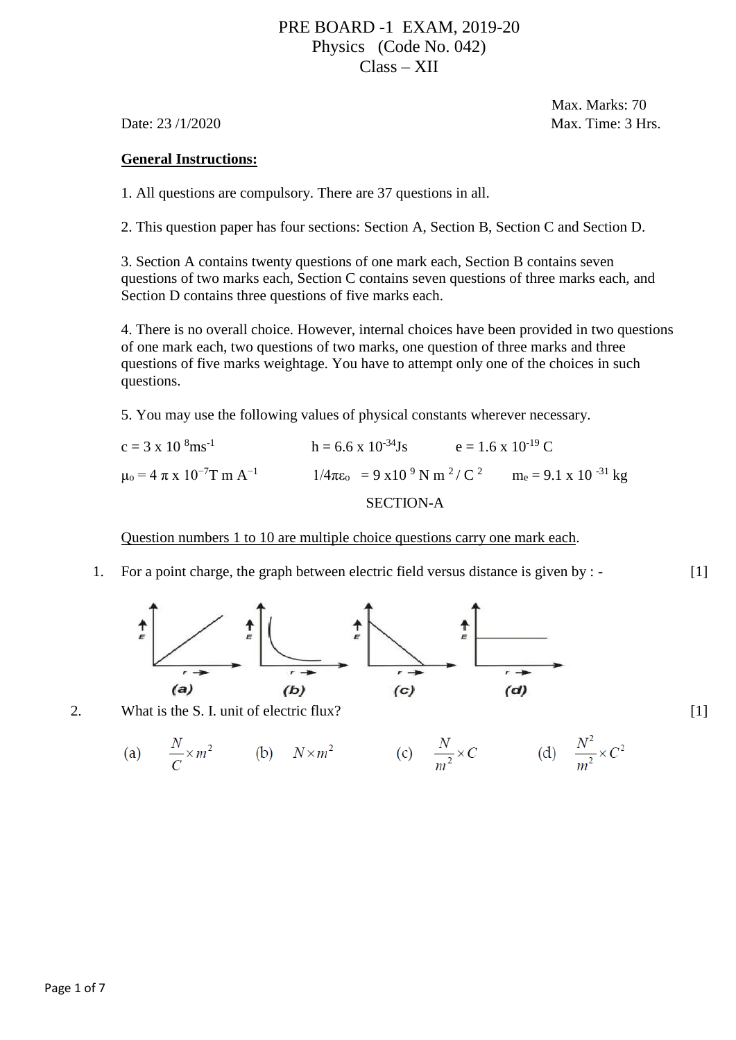# PRE BOARD -1 EXAM, 2019-20
## Physics (Code No. 042)
## Class – XII

Max. Marks: 70

Date: 23 /1/2020 Max. Time: 3 Hrs.

**General Instructions:**

1. All questions are compulsory. There are 37 questions in all.

2. This question paper has four sections: Section A, Section B, Section C and Section D.

3. Section A contains twenty questions of one mark each, Section B contains seven questions of two marks each, Section C contains seven questions of three marks each, and Section D contains three questions of five marks each.

4. There is no overall choice. However, internal choices have been provided in two questions of one mark each, two questions of two marks, one question of three marks and three questions of five marks weightage. You have to attempt only one of the choices in such questions.

5. You may use the following values of physical constants wherever necessary.

$c = 3 \times 10^{8} ms^{-1}$ $h = 6.6 \times 10^{-34} Js$ $e = 1.6 \times 10^{-19} C$

$\mu_o = 4 \pi \times 10^{-7} T\ m\ A^{-1}$ $1/4\pi\varepsilon_o = 9 \times 10^{9}\ N\ m^{2} / C^{2}$ $m_e = 9.1 \times 10^{-31}$ kg

## SECTION-A

Question numbers 1 to 10 are multiple choice questions carry one mark each.

1. For a point charge, the graph between electric field versus distance is given by : - [1]

   (a) (b) (c) (d)

2. What is the S. I. unit of electric flux? [1]

   (a) $\frac{N}{C} \times m^2$ (b) $N \times m^2$ (c) $\frac{N}{m^2} \times C$ (d) $\frac{N^2}{m^2} \times C^2$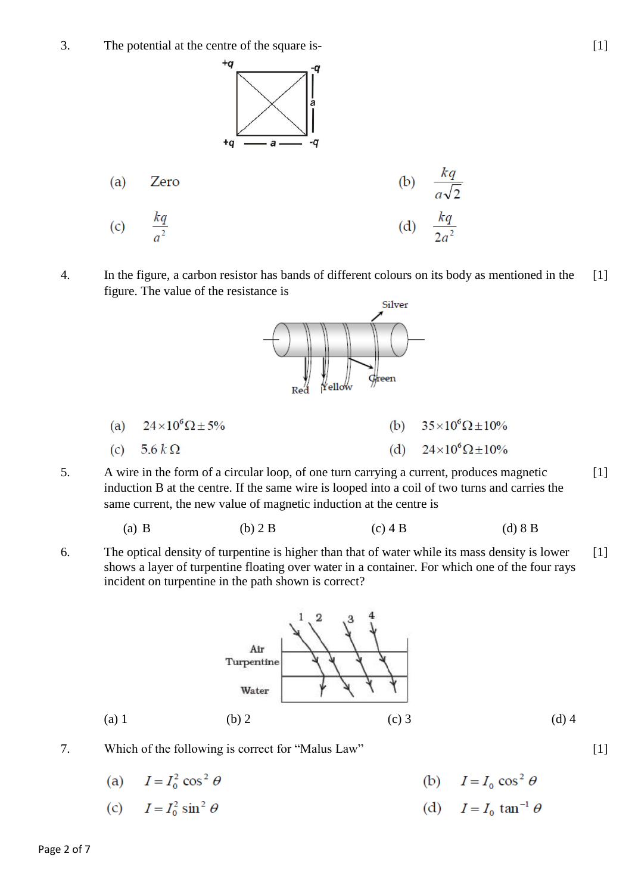3. The potential at the centre of the square is- [1]

(a) Zero (b) $\frac{kq}{a\sqrt{2}}$

(c) $\frac{kq}{a^2}$ (d) $\frac{kq}{2a^2}$

4. In the figure, a carbon resistor has bands of different colours on its body as mentioned in the figure. The value of the resistance is [1]

(a) $24 \times 10^6 \Omega \pm 5\%$ (b) $35 \times 10^6 \Omega \pm 10\%$

(c) $5.6\, k\,\Omega$ (d) $24 \times 10^6 \Omega \pm 10\%$

5. A wire in the form of a circular loop, of one turn carrying a current, produces magnetic induction B at the centre. If the same wire is looped into a coil of two turns and carries the same current, the new value of magnetic induction at the centre is [1]

(a) B (b) 2 B (c) 4 B (d) 8 B

6. The optical density of turpentine is higher than that of water while its mass density is lower shows a layer of turpentine floating over water in a container. For which one of the four rays incident on turpentine in the path shown is correct? [1]

(a) 1 (b) 2 (c) 3 (d) 4

7. Which of the following is correct for "Malus Law" [1]

(a) $I = I_0^2 \cos^2 \theta$ (b) $I = I_0 \cos^2 \theta$

(c) $I = I_0^2 \sin^2 \theta$ (d) $I = I_0 \tan^{-1} \theta$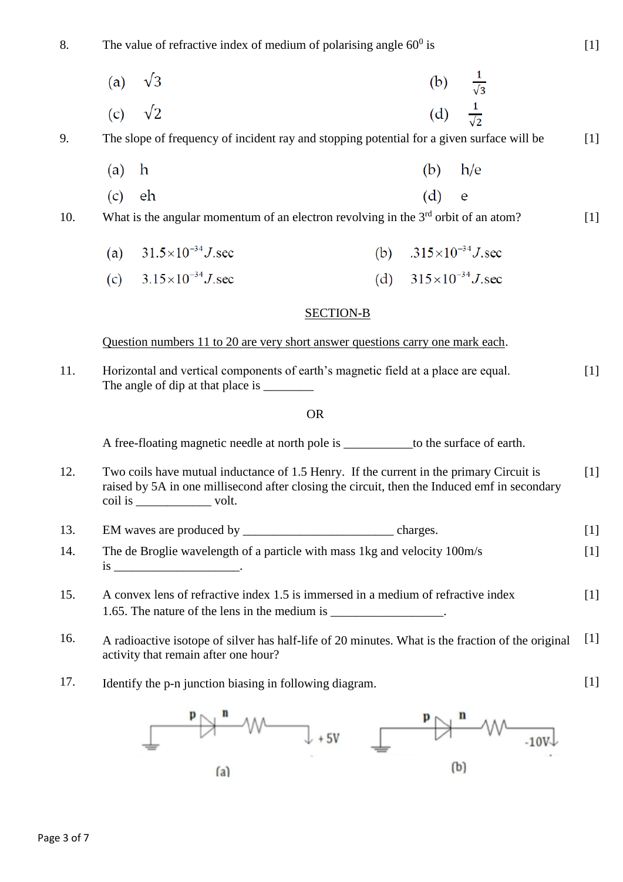8. The value of refractive index of medium of polarising angle $60^0$ is [1]

(a) $\sqrt{3}$ (b) $\frac{1}{\sqrt{3}}$

(c) $\sqrt{2}$ (d) $\frac{1}{\sqrt{2}}$

9. The slope of frequency of incident ray and stopping potential for a given surface will be [1]

(a) h (b) h/e

(c) eh (d) e

10. What is the angular momentum of an electron revolving in the 3rd orbit of an atom? [1]

(a) $31.5\times10^{-34}J.\text{sec}$ (b) $.315\times10^{-34}J.\text{sec}$

(c) $3.15\times10^{-34}J.\text{sec}$ (d) $315\times10^{-34}J.\text{sec}$

## SECTION-B

Question numbers 11 to 20 are very short answer questions carry one mark each.

11. Horizontal and vertical components of earth's magnetic field at a place are equal. The angle of dip at that place is ________ [1]

OR

A free-floating magnetic needle at north pole is ___________to the surface of earth.

12. Two coils have mutual inductance of 1.5 Henry. If the current in the primary Circuit is raised by 5A in one millisecond after closing the circuit, then the Induced emf in secondary coil is ____________ volt. [1]

13. EM waves are produced by ________________________ charges. [1]

14. The de Broglie wavelength of a particle with mass 1kg and velocity 100m/s is ____________________. [1]

15. A convex lens of refractive index 1.5 is immersed in a medium of refractive index 1.65. The nature of the lens in the medium is __________________. [1]

16. A radioactive isotope of silver has half-life of 20 minutes. What is the fraction of the original activity that remain after one hour? [1]

17. Identify the p-n junction biasing in following diagram. [1]

(a) p n +5V

(b) p n -10V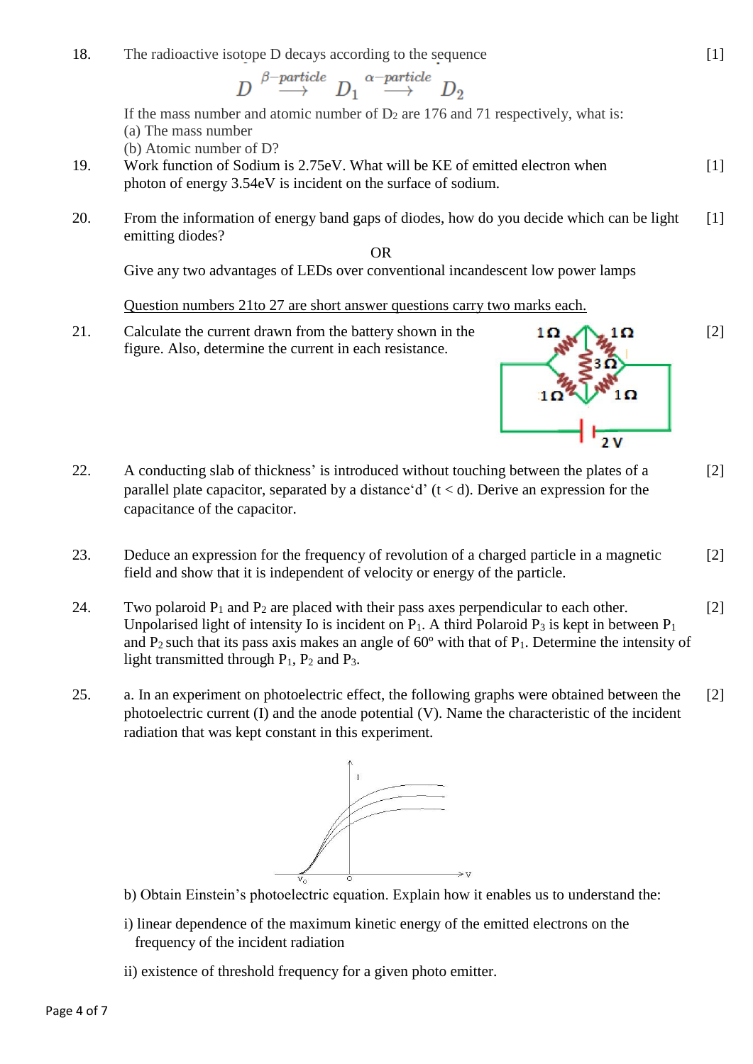18. The radioactive isotope D decays according to the sequence [1]

$$D \overset{\beta-particle}{\longrightarrow} D_1 \overset{\alpha-particle}{\longrightarrow} D_2$$

If the mass number and atomic number of $D_2$ are 176 and 71 respectively, what is:
(a) The mass number
(b) Atomic number of D?

19. Work function of Sodium is 2.75eV. What will be KE of emitted electron when photon of energy 3.54eV is incident on the surface of sodium. [1]

20. From the information of energy band gaps of diodes, how do you decide which can be light emitting diodes? [1]

OR

Give any two advantages of LEDs over conventional incandescent low power lamps

Question numbers 21to 27 are short answer questions carry two marks each.

21. Calculate the current drawn from the battery shown in the figure. Also, determine the current in each resistance. [2]

22. A conducting slab of thickness' is introduced without touching between the plates of a parallel plate capacitor, separated by a distance'd' (t < d). Derive an expression for the capacitance of the capacitor. [2]

23. Deduce an expression for the frequency of revolution of a charged particle in a magnetic field and show that it is independent of velocity or energy of the particle. [2]

24. Two polaroid $P_1$ and $P_2$ are placed with their pass axes perpendicular to each other. Unpolarised light of intensity Io is incident on $P_1$. A third Polaroid $P_3$ is kept in between $P_1$ and $P_2$ such that its pass axis makes an angle of 60º with that of $P_1$. Determine the intensity of light transmitted through $P_1$, $P_2$ and $P_3$. [2]

25. a. In an experiment on photoelectric effect, the following graphs were obtained between the photoelectric current (I) and the anode potential (V). Name the characteristic of the incident radiation that was kept constant in this experiment. [2]

b) Obtain Einstein's photoelectric equation. Explain how it enables us to understand the:

i) linear dependence of the maximum kinetic energy of the emitted electrons on the frequency of the incident radiation

ii) existence of threshold frequency for a given photo emitter.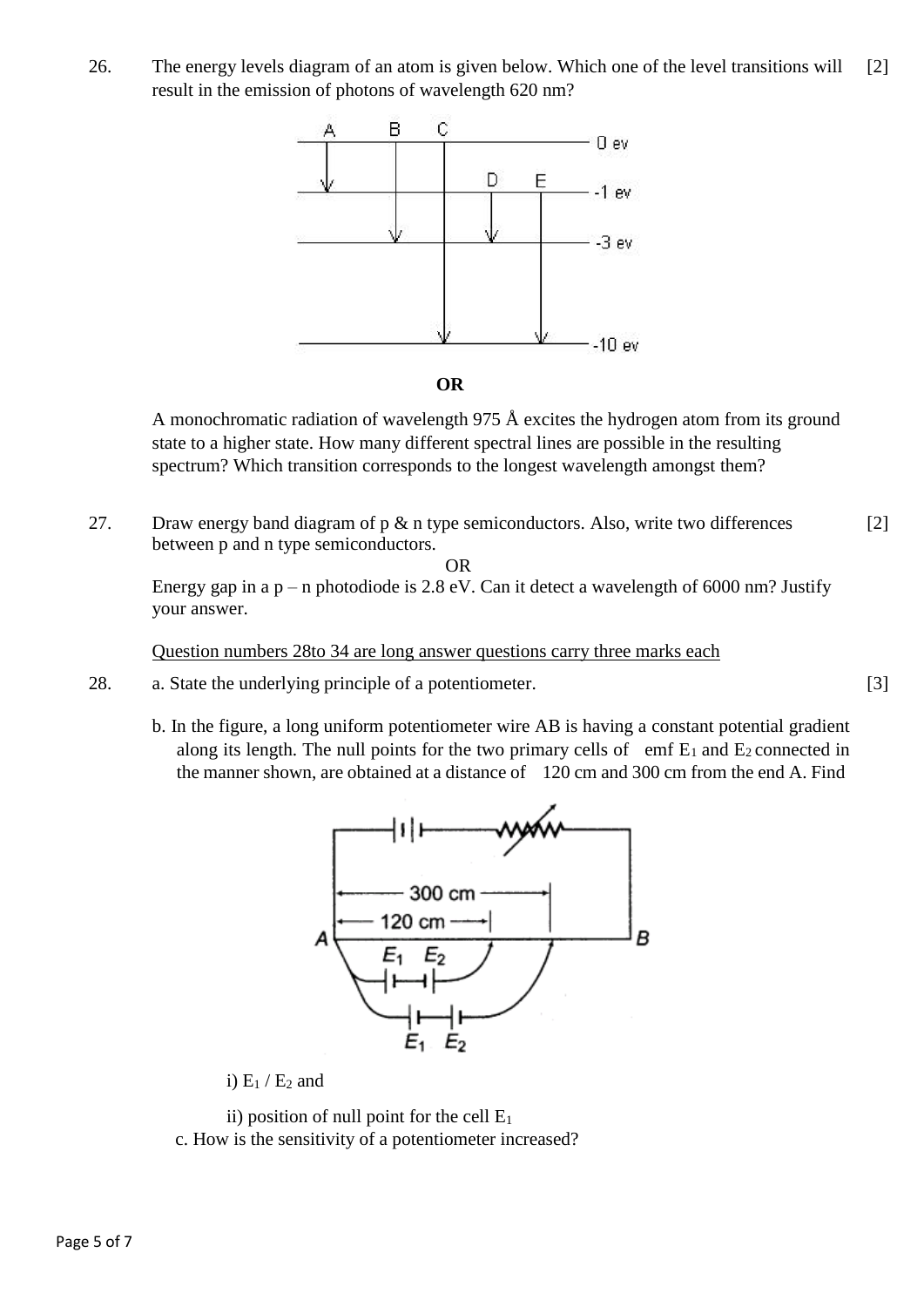26. The energy levels diagram of an atom is given below. Which one of the level transitions will result in the emission of photons of wavelength 620 nm? [2]

**OR**

A monochromatic radiation of wavelength 975 Å excites the hydrogen atom from its ground state to a higher state. How many different spectral lines are possible in the resulting spectrum? Which transition corresponds to the longest wavelength amongst them?

27. Draw energy band diagram of p & n type semiconductors. Also, write two differences between p and n type semiconductors. [2]

OR

Energy gap in a p – n photodiode is 2.8 eV. Can it detect a wavelength of 6000 nm? Justify your answer.

Question numbers 28to 34 are long answer questions carry three marks each

28. a. State the underlying principle of a potentiometer. [3]

b. In the figure, a long uniform potentiometer wire AB is having a constant potential gradient along its length. The null points for the two primary cells of emf $E_1$ and $E_2$ connected in the manner shown, are obtained at a distance of 120 cm and 300 cm from the end A. Find

i) $E_1 / E_2$ and

ii) position of null point for the cell $E_1$

c. How is the sensitivity of a potentiometer increased?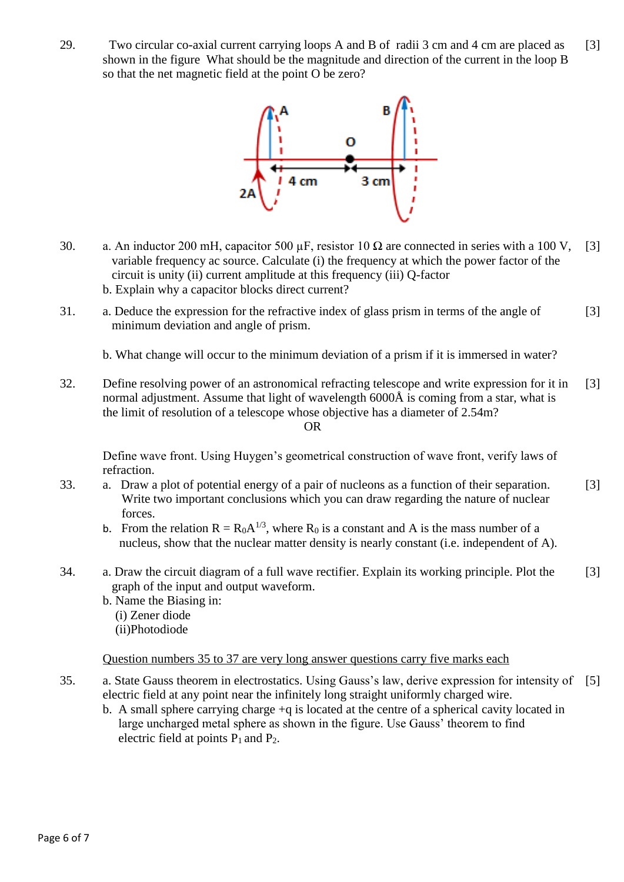29. Two circular co-axial current carrying loops A and B of radii 3 cm and 4 cm are placed as shown in the figure What should be the magnitude and direction of the current in the loop B so that the net magnetic field at the point O be zero? [3]

30. a. An inductor 200 mH, capacitor 500 µF, resistor 10 Ω are connected in series with a 100 V, variable frequency ac source. Calculate (i) the frequency at which the power factor of the circuit is unity (ii) current amplitude at this frequency (iii) Q-factor [3]

    b. Explain why a capacitor blocks direct current?

31. a. Deduce the expression for the refractive index of glass prism in terms of the angle of minimum deviation and angle of prism. [3]

    b. What change will occur to the minimum deviation of a prism if it is immersed in water?

32. Define resolving power of an astronomical refracting telescope and write expression for it in normal adjustment. Assume that light of wavelength 6000Å is coming from a star, what is the limit of resolution of a telescope whose objective has a diameter of 2.54m? [3]

    OR

    Define wave front. Using Huygen's geometrical construction of wave front, verify laws of refraction.

33. a. Draw a plot of potential energy of a pair of nucleons as a function of their separation. Write two important conclusions which you can draw regarding the nature of nuclear forces. [3]

    b. From the relation $R = R_0A^{1/3}$, where $R_0$ is a constant and A is the mass number of a nucleus, show that the nuclear matter density is nearly constant (i.e. independent of A).

34. a. Draw the circuit diagram of a full wave rectifier. Explain its working principle. Plot the graph of the input and output waveform. [3]

    b. Name the Biasing in:

    (i) Zener diode

    (ii)Photodiode

<u>Question numbers 35 to 37 are very long answer questions carry five marks each</u>

35. a. State Gauss theorem in electrostatics. Using Gauss's law, derive expression for intensity of electric field at any point near the infinitely long straight uniformly charged wire. [5]

    b. A small sphere carrying charge +q is located at the centre of a spherical cavity located in large uncharged metal sphere as shown in the figure. Use Gauss' theorem to find electric field at points $P_1$ and $P_2$.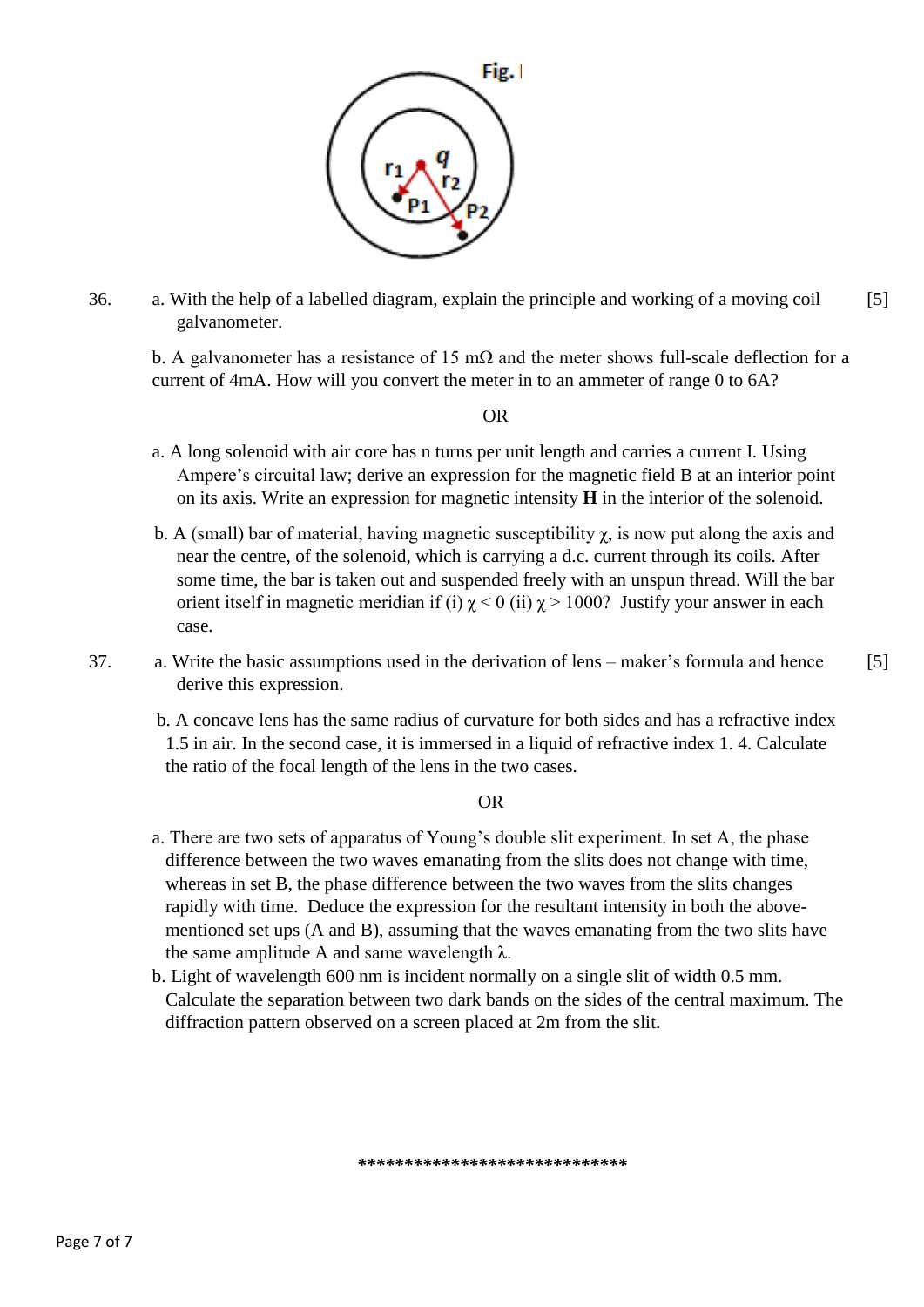Fig. I

r1 q r2 P1 P2

36. a. With the help of a labelled diagram, explain the principle and working of a moving coil galvanometer. [5]

b. A galvanometer has a resistance of 15 mΩ and the meter shows full-scale deflection for a current of 4mA. How will you convert the meter in to an ammeter of range 0 to 6A?

OR

a. A long solenoid with air core has n turns per unit length and carries a current I. Using Ampere's circuital law; derive an expression for the magnetic field B at an interior point on its axis. Write an expression for magnetic intensity **H** in the interior of the solenoid.

b. A (small) bar of material, having magnetic susceptibility $\chi$, is now put along the axis and near the centre, of the solenoid, which is carrying a d.c. current through its coils. After some time, the bar is taken out and suspended freely with an unspun thread. Will the bar orient itself in magnetic meridian if (i) $\chi < 0$ (ii) $\chi > 1000$? Justify your answer in each case.

37. a. Write the basic assumptions used in the derivation of lens – maker's formula and hence derive this expression. [5]

b. A concave lens has the same radius of curvature for both sides and has a refractive index 1.5 in air. In the second case, it is immersed in a liquid of refractive index 1. 4. Calculate the ratio of the focal length of the lens in the two cases.

OR

a. There are two sets of apparatus of Young's double slit experiment. In set A, the phase difference between the two waves emanating from the slits does not change with time, whereas in set B, the phase difference between the two waves from the slits changes rapidly with time. Deduce the expression for the resultant intensity in both the above-mentioned set ups (A and B), assuming that the waves emanating from the two slits have the same amplitude A and same wavelength $\lambda$.

b. Light of wavelength 600 nm is incident normally on a single slit of width 0.5 mm. Calculate the separation between two dark bands on the sides of the central maximum. The diffraction pattern observed on a screen placed at 2m from the slit.

****************************